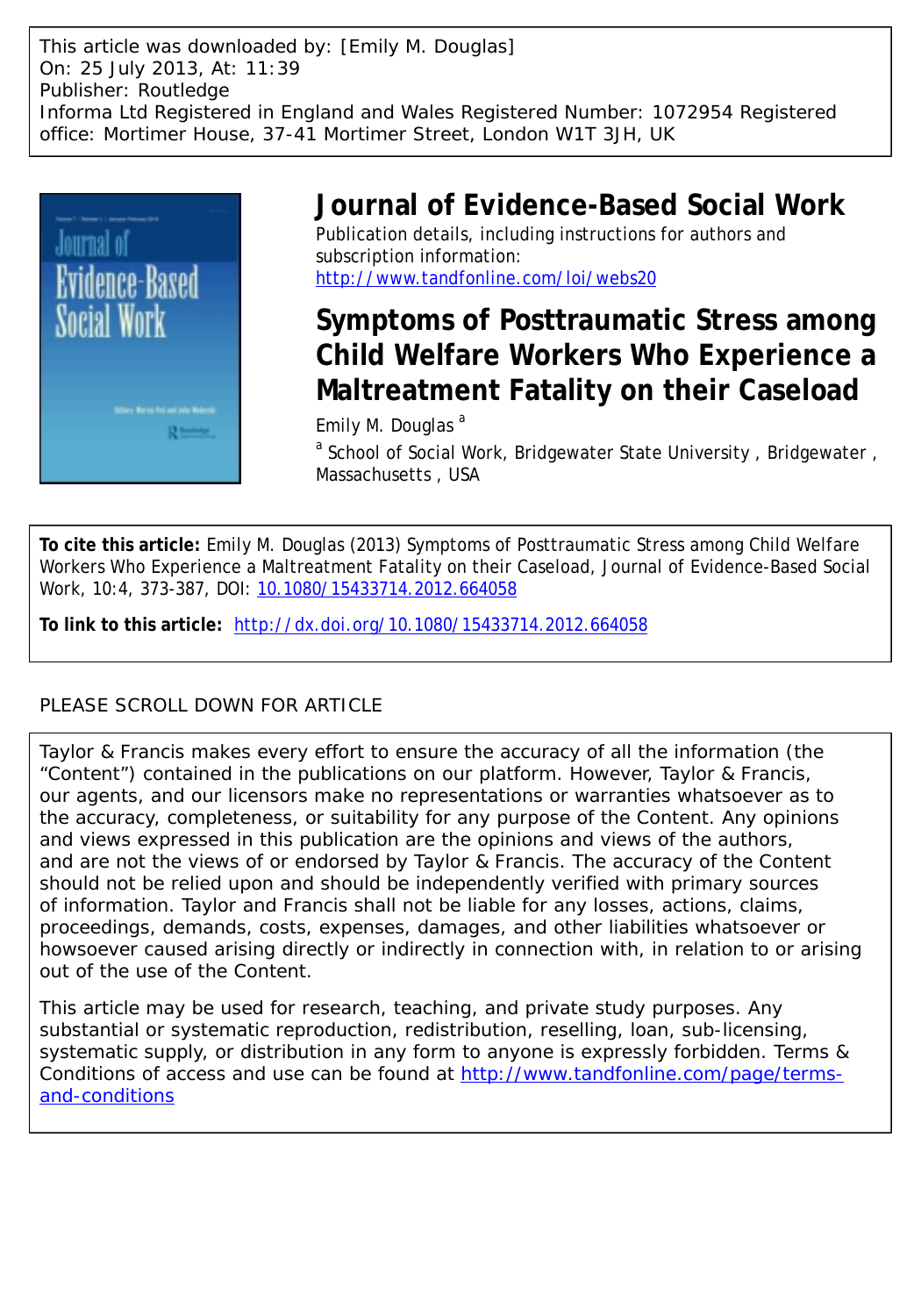This article was downloaded by: [Emily M. Douglas]
On: 25 July 2013, At: 11:39
Publisher: Routledge
Informa Ltd Registered in England and Wales Registered Number: 1072954 Registered office: Mortimer House, 37-41 Mortimer Street, London W1T 3JH, UK

# Journal of Evidence-Based Social Work

Publication details, including instructions for authors and subscription information:
http://www.tandfonline.com/loi/webs20

## Symptoms of Posttraumatic Stress among Child Welfare Workers Who Experience a Maltreatment Fatality on their Caseload

Emily M. Douglas [a]

[a] School of Social Work, Bridgewater State University, Bridgewater, Massachusetts, USA

**To cite this article:** Emily M. Douglas (2013) Symptoms of Posttraumatic Stress among Child Welfare Workers Who Experience a Maltreatment Fatality on their Caseload, Journal of Evidence-Based Social Work, 10:4, 373-387, DOI: 10.1080/15433714.2012.664058

**To link to this article:** http://dx.doi.org/10.1080/15433714.2012.664058

PLEASE SCROLL DOWN FOR ARTICLE

Taylor & Francis makes every effort to ensure the accuracy of all the information (the "Content") contained in the publications on our platform. However, Taylor & Francis, our agents, and our licensors make no representations or warranties whatsoever as to the accuracy, completeness, or suitability for any purpose of the Content. Any opinions and views expressed in this publication are the opinions and views of the authors, and are not the views of or endorsed by Taylor & Francis. The accuracy of the Content should not be relied upon and should be independently verified with primary sources of information. Taylor and Francis shall not be liable for any losses, actions, claims, proceedings, demands, costs, expenses, damages, and other liabilities whatsoever or howsoever caused arising directly or indirectly in connection with, in relation to or arising out of the use of the Content.

This article may be used for research, teaching, and private study purposes. Any substantial or systematic reproduction, redistribution, reselling, loan, sub-licensing, systematic supply, or distribution in any form to anyone is expressly forbidden. Terms & Conditions of access and use can be found at http://www.tandfonline.com/page/terms-and-conditions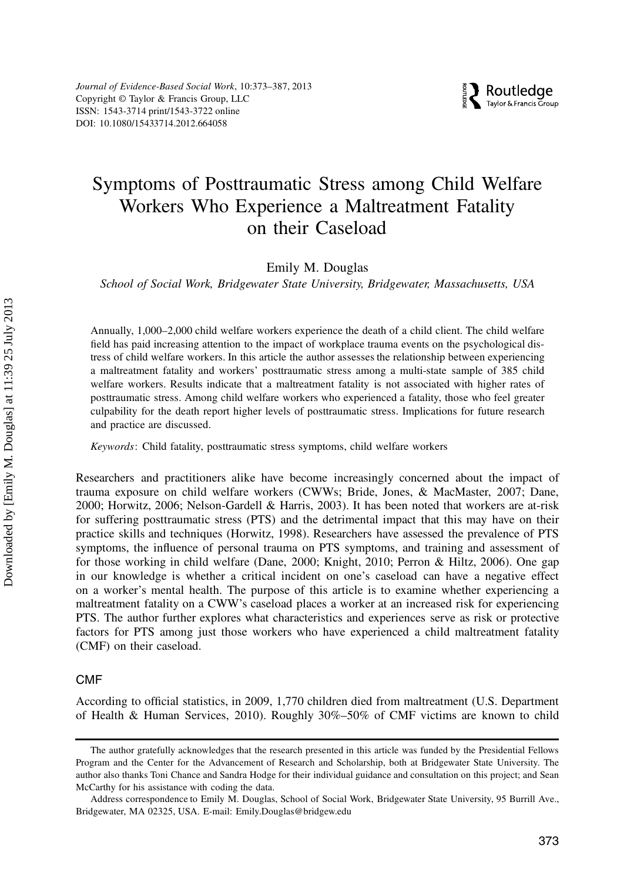# Symptoms of Posttraumatic Stress among Child Welfare Workers Who Experience a Maltreatment Fatality on their Caseload

Emily M. Douglas

*School of Social Work, Bridgewater State University, Bridgewater, Massachusetts, USA*

Annually, 1,000–2,000 child welfare workers experience the death of a child client. The child welfare field has paid increasing attention to the impact of workplace trauma events on the psychological distress of child welfare workers. In this article the author assesses the relationship between experiencing a maltreatment fatality and workers' posttraumatic stress among a multi-state sample of 385 child welfare workers. Results indicate that a maltreatment fatality is not associated with higher rates of posttraumatic stress. Among child welfare workers who experienced a fatality, those who feel greater culpability for the death report higher levels of posttraumatic stress. Implications for future research and practice are discussed.

*Keywords*: Child fatality, posttraumatic stress symptoms, child welfare workers

Researchers and practitioners alike have become increasingly concerned about the impact of trauma exposure on child welfare workers (CWWs; Bride, Jones, & MacMaster, 2007; Dane, 2000; Horwitz, 2006; Nelson-Gardell & Harris, 2003). It has been noted that workers are at-risk for suffering posttraumatic stress (PTS) and the detrimental impact that this may have on their practice skills and techniques (Horwitz, 1998). Researchers have assessed the prevalence of PTS symptoms, the influence of personal trauma on PTS symptoms, and training and assessment of for those working in child welfare (Dane, 2000; Knight, 2010; Perron & Hiltz, 2006). One gap in our knowledge is whether a critical incident on one's caseload can have a negative effect on a worker's mental health. The purpose of this article is to examine whether experiencing a maltreatment fatality on a CWW's caseload places a worker at an increased risk for experiencing PTS. The author further explores what characteristics and experiences serve as risk or protective factors for PTS among just those workers who have experienced a child maltreatment fatality (CMF) on their caseload.

## CMF

According to official statistics, in 2009, 1,770 children died from maltreatment (U.S. Department of Health & Human Services, 2010). Roughly 30%–50% of CMF victims are known to child

---

The author gratefully acknowledges that the research presented in this article was funded by the Presidential Fellows Program and the Center for the Advancement of Research and Scholarship, both at Bridgewater State University. The author also thanks Toni Chance and Sandra Hodge for their individual guidance and consultation on this project; and Sean McCarthy for his assistance with coding the data.

Address correspondence to Emily M. Douglas, School of Social Work, Bridgewater State University, 95 Burrill Ave., Bridgewater, MA 02325, USA. E-mail: Emily.Douglas@bridgew.edu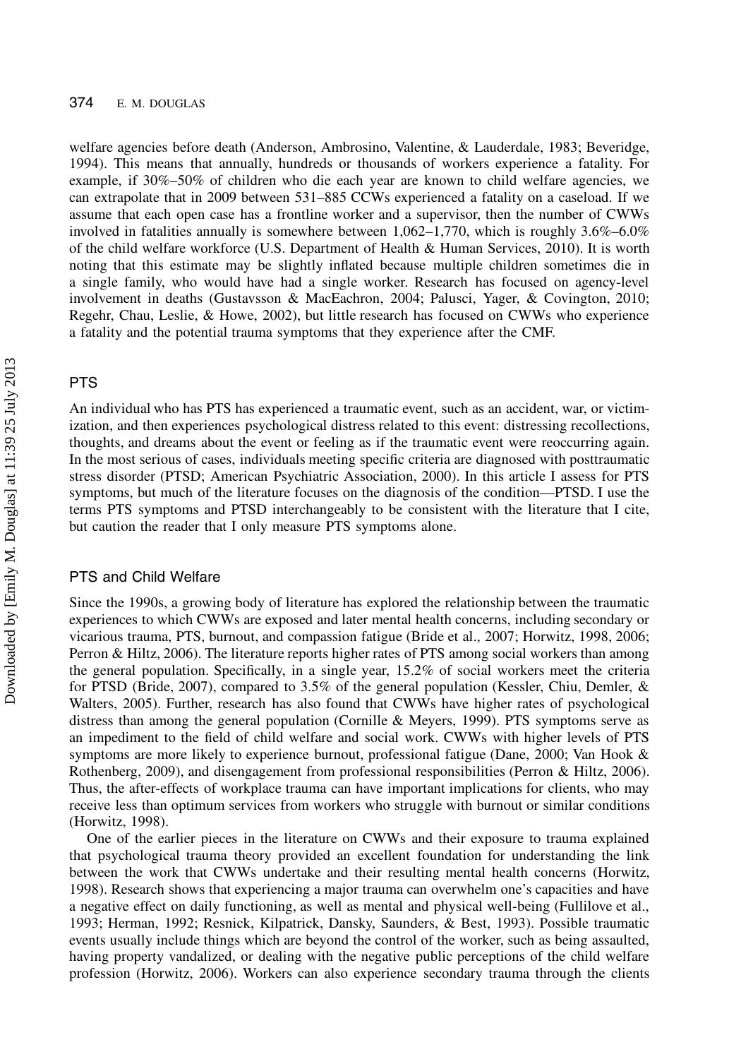welfare agencies before death (Anderson, Ambrosino, Valentine, & Lauderdale, 1983; Beveridge, 1994). This means that annually, hundreds or thousands of workers experience a fatality. For example, if 30%–50% of children who die each year are known to child welfare agencies, we can extrapolate that in 2009 between 531–885 CCWs experienced a fatality on a caseload. If we assume that each open case has a frontline worker and a supervisor, then the number of CWWs involved in fatalities annually is somewhere between 1,062–1,770, which is roughly 3.6%–6.0% of the child welfare workforce (U.S. Department of Health & Human Services, 2010). It is worth noting that this estimate may be slightly inflated because multiple children sometimes die in a single family, who would have had a single worker. Research has focused on agency-level involvement in deaths (Gustavsson & MacEachron, 2004; Palusci, Yager, & Covington, 2010; Regehr, Chau, Leslie, & Howe, 2002), but little research has focused on CWWs who experience a fatality and the potential trauma symptoms that they experience after the CMF.

## PTS

An individual who has PTS has experienced a traumatic event, such as an accident, war, or victimization, and then experiences psychological distress related to this event: distressing recollections, thoughts, and dreams about the event or feeling as if the traumatic event were reoccurring again. In the most serious of cases, individuals meeting specific criteria are diagnosed with posttraumatic stress disorder (PTSD; American Psychiatric Association, 2000). In this article I assess for PTS symptoms, but much of the literature focuses on the diagnosis of the condition—PTSD. I use the terms PTS symptoms and PTSD interchangeably to be consistent with the literature that I cite, but caution the reader that I only measure PTS symptoms alone.

## PTS and Child Welfare

Since the 1990s, a growing body of literature has explored the relationship between the traumatic experiences to which CWWs are exposed and later mental health concerns, including secondary or vicarious trauma, PTS, burnout, and compassion fatigue (Bride et al., 2007; Horwitz, 1998, 2006; Perron & Hiltz, 2006). The literature reports higher rates of PTS among social workers than among the general population. Specifically, in a single year, 15.2% of social workers meet the criteria for PTSD (Bride, 2007), compared to 3.5% of the general population (Kessler, Chiu, Demler, & Walters, 2005). Further, research has also found that CWWs have higher rates of psychological distress than among the general population (Cornille & Meyers, 1999). PTS symptoms serve as an impediment to the field of child welfare and social work. CWWs with higher levels of PTS symptoms are more likely to experience burnout, professional fatigue (Dane, 2000; Van Hook & Rothenberg, 2009), and disengagement from professional responsibilities (Perron & Hiltz, 2006). Thus, the after-effects of workplace trauma can have important implications for clients, who may receive less than optimum services from workers who struggle with burnout or similar conditions (Horwitz, 1998).

One of the earlier pieces in the literature on CWWs and their exposure to trauma explained that psychological trauma theory provided an excellent foundation for understanding the link between the work that CWWs undertake and their resulting mental health concerns (Horwitz, 1998). Research shows that experiencing a major trauma can overwhelm one's capacities and have a negative effect on daily functioning, as well as mental and physical well-being (Fullilove et al., 1993; Herman, 1992; Resnick, Kilpatrick, Dansky, Saunders, & Best, 1993). Possible traumatic events usually include things which are beyond the control of the worker, such as being assaulted, having property vandalized, or dealing with the negative public perceptions of the child welfare profession (Horwitz, 2006). Workers can also experience secondary trauma through the clients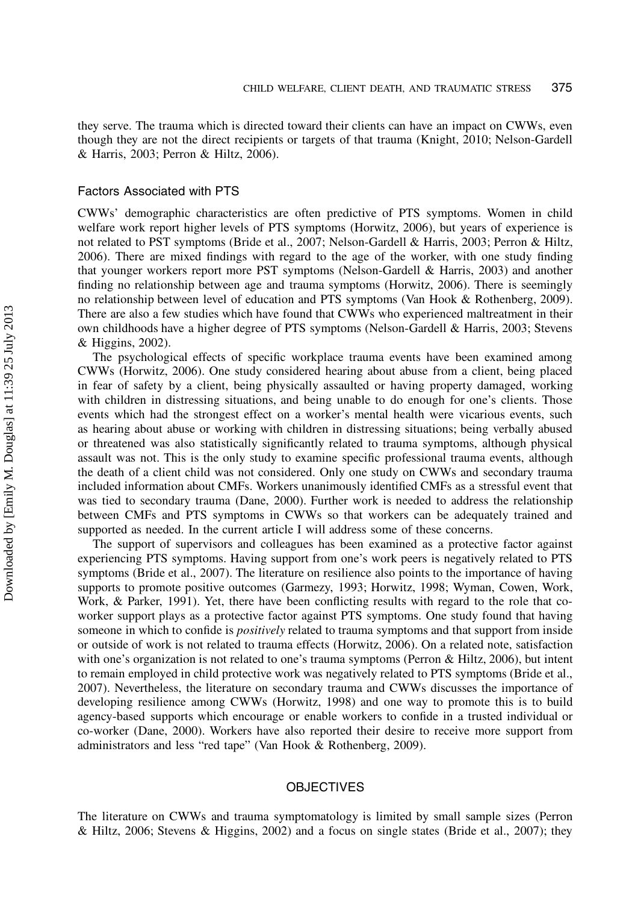they serve. The trauma which is directed toward their clients can have an impact on CWWs, even though they are not the direct recipients or targets of that trauma (Knight, 2010; Nelson-Gardell & Harris, 2003; Perron & Hiltz, 2006).

### Factors Associated with PTS

CWWs' demographic characteristics are often predictive of PTS symptoms. Women in child welfare work report higher levels of PTS symptoms (Horwitz, 2006), but years of experience is not related to PST symptoms (Bride et al., 2007; Nelson-Gardell & Harris, 2003; Perron & Hiltz, 2006). There are mixed findings with regard to the age of the worker, with one study finding that younger workers report more PST symptoms (Nelson-Gardell & Harris, 2003) and another finding no relationship between age and trauma symptoms (Horwitz, 2006). There is seemingly no relationship between level of education and PTS symptoms (Van Hook & Rothenberg, 2009). There are also a few studies which have found that CWWs who experienced maltreatment in their own childhoods have a higher degree of PTS symptoms (Nelson-Gardell & Harris, 2003; Stevens & Higgins, 2002).

The psychological effects of specific workplace trauma events have been examined among CWWs (Horwitz, 2006). One study considered hearing about abuse from a client, being placed in fear of safety by a client, being physically assaulted or having property damaged, working with children in distressing situations, and being unable to do enough for one's clients. Those events which had the strongest effect on a worker's mental health were vicarious events, such as hearing about abuse or working with children in distressing situations; being verbally abused or threatened was also statistically significantly related to trauma symptoms, although physical assault was not. This is the only study to examine specific professional trauma events, although the death of a client child was not considered. Only one study on CWWs and secondary trauma included information about CMFs. Workers unanimously identified CMFs as a stressful event that was tied to secondary trauma (Dane, 2000). Further work is needed to address the relationship between CMFs and PTS symptoms in CWWs so that workers can be adequately trained and supported as needed. In the current article I will address some of these concerns.

The support of supervisors and colleagues has been examined as a protective factor against experiencing PTS symptoms. Having support from one's work peers is negatively related to PTS symptoms (Bride et al., 2007). The literature on resilience also points to the importance of having supports to promote positive outcomes (Garmezy, 1993; Horwitz, 1998; Wyman, Cowen, Work, Work, & Parker, 1991). Yet, there have been conflicting results with regard to the role that co-worker support plays as a protective factor against PTS symptoms. One study found that having someone in which to confide is *positively* related to trauma symptoms and that support from inside or outside of work is not related to trauma effects (Horwitz, 2006). On a related note, satisfaction with one's organization is not related to one's trauma symptoms (Perron & Hiltz, 2006), but intent to remain employed in child protective work was negatively related to PTS symptoms (Bride et al., 2007). Nevertheless, the literature on secondary trauma and CWWs discusses the importance of developing resilience among CWWs (Horwitz, 1998) and one way to promote this is to build agency-based supports which encourage or enable workers to confide in a trusted individual or co-worker (Dane, 2000). Workers have also reported their desire to receive more support from administrators and less "red tape" (Van Hook & Rothenberg, 2009).

## OBJECTIVES

The literature on CWWs and trauma symptomatology is limited by small sample sizes (Perron & Hiltz, 2006; Stevens & Higgins, 2002) and a focus on single states (Bride et al., 2007); they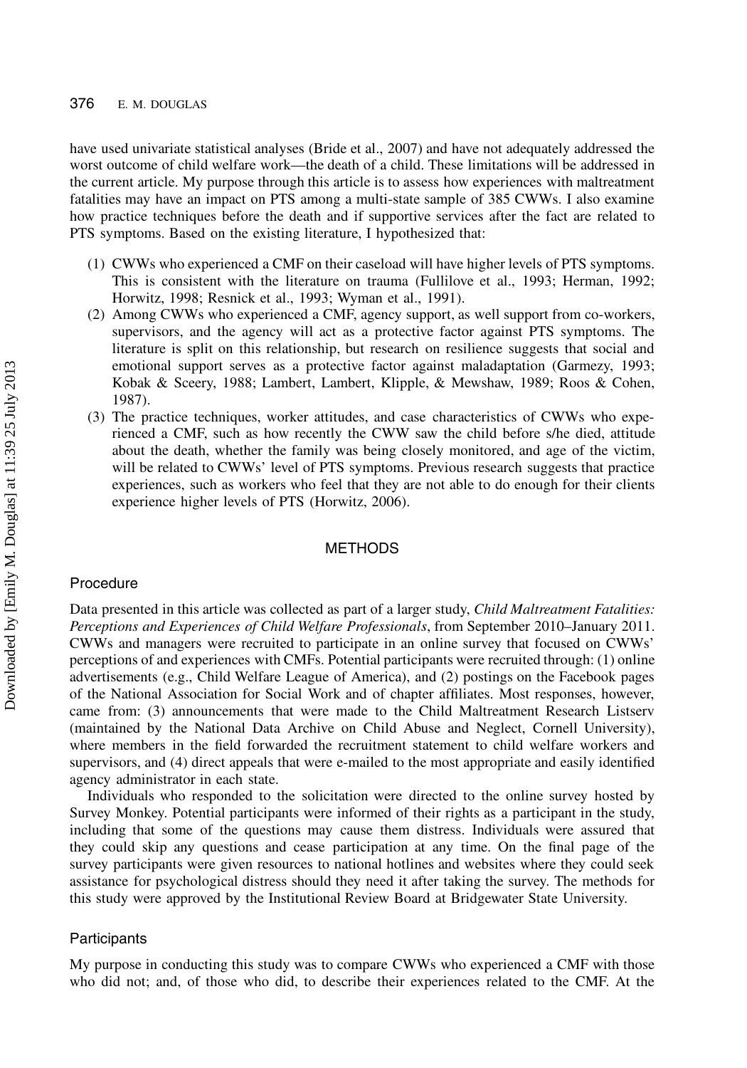have used univariate statistical analyses (Bride et al., 2007) and have not adequately addressed the worst outcome of child welfare work—the death of a child. These limitations will be addressed in the current article. My purpose through this article is to assess how experiences with maltreatment fatalities may have an impact on PTS among a multi-state sample of 385 CWWs. I also examine how practice techniques before the death and if supportive services after the fact are related to PTS symptoms. Based on the existing literature, I hypothesized that:

1. CWWs who experienced a CMF on their caseload will have higher levels of PTS symptoms. This is consistent with the literature on trauma (Fullilove et al., 1993; Herman, 1992; Horwitz, 1998; Resnick et al., 1993; Wyman et al., 1991).
2. Among CWWs who experienced a CMF, agency support, as well support from co-workers, supervisors, and the agency will act as a protective factor against PTS symptoms. The literature is split on this relationship, but research on resilience suggests that social and emotional support serves as a protective factor against maladaptation (Garmezy, 1993; Kobak & Sceery, 1988; Lambert, Lambert, Klipple, & Mewshaw, 1989; Roos & Cohen, 1987).
3. The practice techniques, worker attitudes, and case characteristics of CWWs who experienced a CMF, such as how recently the CWW saw the child before s/he died, attitude about the death, whether the family was being closely monitored, and age of the victim, will be related to CWWs' level of PTS symptoms. Previous research suggests that practice experiences, such as workers who feel that they are not able to do enough for their clients experience higher levels of PTS (Horwitz, 2006).

## METHODS

### Procedure

Data presented in this article was collected as part of a larger study, *Child Maltreatment Fatalities: Perceptions and Experiences of Child Welfare Professionals*, from September 2010–January 2011. CWWs and managers were recruited to participate in an online survey that focused on CWWs' perceptions of and experiences with CMFs. Potential participants were recruited through: (1) online advertisements (e.g., Child Welfare League of America), and (2) postings on the Facebook pages of the National Association for Social Work and of chapter affiliates. Most responses, however, came from: (3) announcements that were made to the Child Maltreatment Research Listserv (maintained by the National Data Archive on Child Abuse and Neglect, Cornell University), where members in the field forwarded the recruitment statement to child welfare workers and supervisors, and (4) direct appeals that were e-mailed to the most appropriate and easily identified agency administrator in each state.

Individuals who responded to the solicitation were directed to the online survey hosted by Survey Monkey. Potential participants were informed of their rights as a participant in the study, including that some of the questions may cause them distress. Individuals were assured that they could skip any questions and cease participation at any time. On the final page of the survey participants were given resources to national hotlines and websites where they could seek assistance for psychological distress should they need it after taking the survey. The methods for this study were approved by the Institutional Review Board at Bridgewater State University.

### Participants

My purpose in conducting this study was to compare CWWs who experienced a CMF with those who did not; and, of those who did, to describe their experiences related to the CMF. At the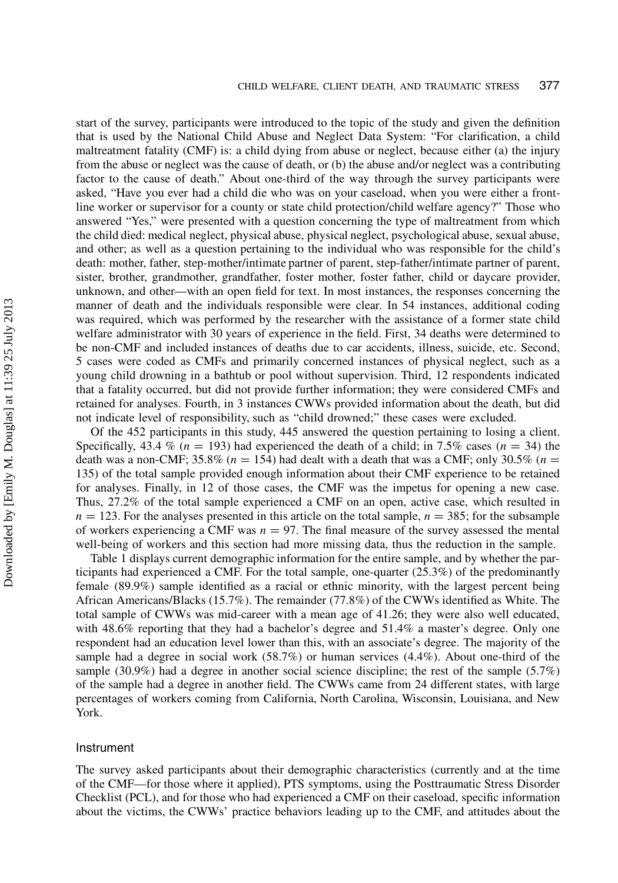start of the survey, participants were introduced to the topic of the study and given the definition that is used by the National Child Abuse and Neglect Data System: "For clarification, a child maltreatment fatality (CMF) is: a child dying from abuse or neglect, because either (a) the injury from the abuse or neglect was the cause of death, or (b) the abuse and/or neglect was a contributing factor to the cause of death." About one-third of the way through the survey participants were asked, "Have you ever had a child die who was on your caseload, when you were either a front-line worker or supervisor for a county or state child protection/child welfare agency?" Those who answered "Yes," were presented with a question concerning the type of maltreatment from which the child died: medical neglect, physical abuse, physical neglect, psychological abuse, sexual abuse, and other; as well as a question pertaining to the individual who was responsible for the child's death: mother, father, step-mother/intimate partner of parent, step-father/intimate partner of parent, sister, brother, grandmother, grandfather, foster mother, foster father, child or daycare provider, unknown, and other—with an open field for text. In most instances, the responses concerning the manner of death and the individuals responsible were clear. In 54 instances, additional coding was required, which was performed by the researcher with the assistance of a former state child welfare administrator with 30 years of experience in the field. First, 34 deaths were determined to be non-CMF and included instances of deaths due to car accidents, illness, suicide, etc. Second, 5 cases were coded as CMFs and primarily concerned instances of physical neglect, such as a young child drowning in a bathtub or pool without supervision. Third, 12 respondents indicated that a fatality occurred, but did not provide further information; they were considered CMFs and retained for analyses. Fourth, in 3 instances CWWs provided information about the death, but did not indicate level of responsibility, such as "child drowned;" these cases were excluded.

Of the 452 participants in this study, 445 answered the question pertaining to losing a client. Specifically, 43.4 % ($n = 193$) had experienced the death of a child; in 7.5% cases ($n = 34$) the death was a non-CMF; 35.8% ($n = 154$) had dealt with a death that was a CMF; only 30.5% ($n = 135$) of the total sample provided enough information about their CMF experience to be retained for analyses. Finally, in 12 of those cases, the CMF was the impetus for opening a new case. Thus, 27.2% of the total sample experienced a CMF on an open, active case, which resulted in $n = 123$. For the analyses presented in this article on the total sample, $n = 385$; for the subsample of workers experiencing a CMF was $n = 97$. The final measure of the survey assessed the mental well-being of workers and this section had more missing data, thus the reduction in the sample.

Table 1 displays current demographic information for the entire sample, and by whether the participants had experienced a CMF. For the total sample, one-quarter (25.3%) of the predominantly female (89.9%) sample identified as a racial or ethnic minority, with the largest percent being African Americans/Blacks (15.7%). The remainder (77.8%) of the CWWs identified as White. The total sample of CWWs was mid-career with a mean age of 41.26; they were also well educated, with 48.6% reporting that they had a bachelor's degree and 51.4% a master's degree. Only one respondent had an education level lower than this, with an associate's degree. The majority of the sample had a degree in social work (58.7%) or human services (4.4%). About one-third of the sample (30.9%) had a degree in another social science discipline; the rest of the sample (5.7%) of the sample had a degree in another field. The CWWs came from 24 different states, with large percentages of workers coming from California, North Carolina, Wisconsin, Louisiana, and New York.

## Instrument

The survey asked participants about their demographic characteristics (currently and at the time of the CMF—for those where it applied), PTS symptoms, using the Posttraumatic Stress Disorder Checklist (PCL), and for those who had experienced a CMF on their caseload, specific information about the victims, the CWWs' practice behaviors leading up to the CMF, and attitudes about the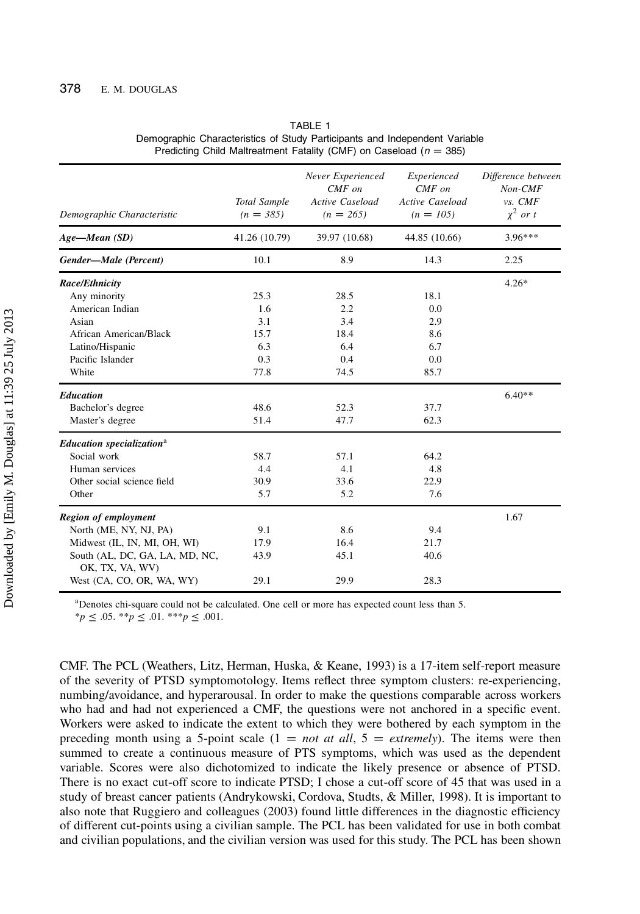TABLE 1
Demographic Characteristics of Study Participants and Independent Variable Predicting Child Maltreatment Fatality (CMF) on Caseload ($n$ = 385)

| *Demographic Characteristic* | *Total Sample (n = 385)* | *Never Experienced CMF on Active Caseload (n = 265)* | *Experienced CMF on Active Caseload (n = 105)* | *Difference between Non-CMF vs. CMF* $\chi^2$ *or t* |
|---|---|---|---|---|
| ***Age—Mean (SD)*** | 41.26 (10.79) | 39.97 (10.68) | 44.85 (10.66) | 3.96*** |
| ***Gender—Male (Percent)*** | 10.1 | 8.9 | 14.3 | 2.25 |
| ***Race/Ethnicity*** | | | | 4.26* |
| Any minority | 25.3 | 28.5 | 18.1 | |
| American Indian | 1.6 | 2.2 | 0.0 | |
| Asian | 3.1 | 3.4 | 2.9 | |
| African American/Black | 15.7 | 18.4 | 8.6 | |
| Latino/Hispanic | 6.3 | 6.4 | 6.7 | |
| Pacific Islander | 0.3 | 0.4 | 0.0 | |
| White | 77.8 | 74.5 | 85.7 | |
| ***Education*** | | | | 6.40** |
| Bachelor's degree | 48.6 | 52.3 | 37.7 | |
| Master's degree | 51.4 | 47.7 | 62.3 | |
| ***Education specialization***[a] | | | | |
| Social work | 58.7 | 57.1 | 64.2 | |
| Human services | 4.4 | 4.1 | 4.8 | |
| Other social science field | 30.9 | 33.6 | 22.9 | |
| Other | 5.7 | 5.2 | 7.6 | |
| ***Region of employment*** | | | | 1.67 |
| North (ME, NY, NJ, PA) | 9.1 | 8.6 | 9.4 | |
| Midwest (IL, IN, MI, OH, WI) | 17.9 | 16.4 | 21.7 | |
| South (AL, DC, GA, LA, MD, NC, OK, TX, VA, WV) | 43.9 | 45.1 | 40.6 | |
| West (CA, CO, OR, WA, WY) | 29.1 | 29.9 | 28.3 | |

[a]Denotes chi-square could not be calculated. One cell or more has expected count less than 5.
*$p \leq .05$. **$p \leq .01$. ***$p \leq .001$.

CMF. The PCL (Weathers, Litz, Herman, Huska, & Keane, 1993) is a 17-item self-report measure of the severity of PTSD symptomotology. Items reflect three symptom clusters: re-experiencing, numbing/avoidance, and hyperarousal. In order to make the questions comparable across workers who had and had not experienced a CMF, the questions were not anchored in a specific event. Workers were asked to indicate the extent to which they were bothered by each symptom in the preceding month using a 5-point scale (1 = *not at all*, 5 = *extremely*). The items were then summed to create a continuous measure of PTS symptoms, which was used as the dependent variable. Scores were also dichotomized to indicate the likely presence or absence of PTSD. There is no exact cut-off score to indicate PTSD; I chose a cut-off score of 45 that was used in a study of breast cancer patients (Andrykowski, Cordova, Studts, & Miller, 1998). It is important to also note that Ruggiero and colleagues (2003) found little differences in the diagnostic efficiency of different cut-points using a civilian sample. The PCL has been validated for use in both combat and civilian populations, and the civilian version was used for this study. The PCL has been shown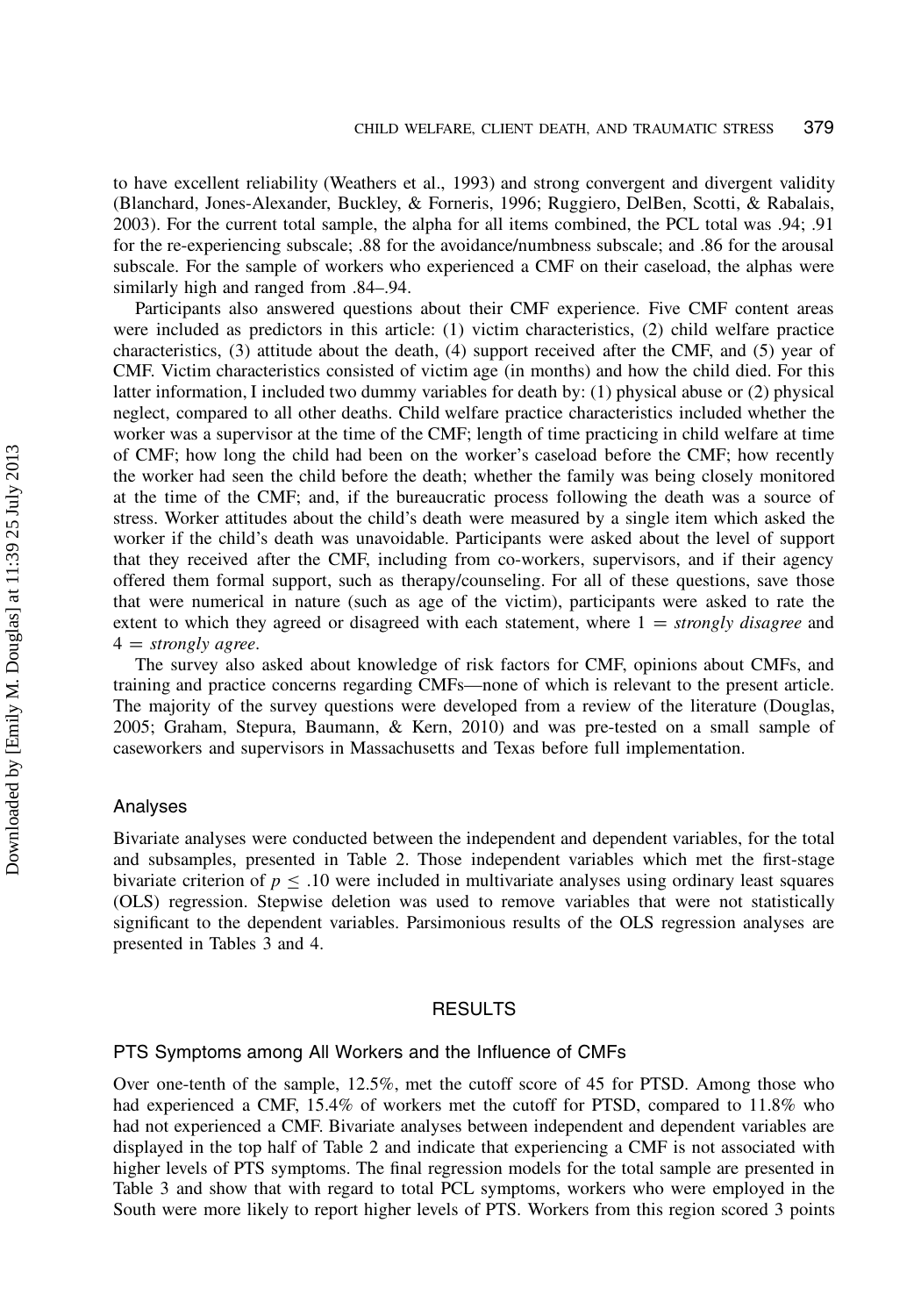to have excellent reliability (Weathers et al., 1993) and strong convergent and divergent validity (Blanchard, Jones-Alexander, Buckley, & Forneris, 1996; Ruggiero, DelBen, Scotti, & Rabalais, 2003). For the current total sample, the alpha for all items combined, the PCL total was .94; .91 for the re-experiencing subscale; .88 for the avoidance/numbness subscale; and .86 for the arousal subscale. For the sample of workers who experienced a CMF on their caseload, the alphas were similarly high and ranged from .84–.94.

Participants also answered questions about their CMF experience. Five CMF content areas were included as predictors in this article: (1) victim characteristics, (2) child welfare practice characteristics, (3) attitude about the death, (4) support received after the CMF, and (5) year of CMF. Victim characteristics consisted of victim age (in months) and how the child died. For this latter information, I included two dummy variables for death by: (1) physical abuse or (2) physical neglect, compared to all other deaths. Child welfare practice characteristics included whether the worker was a supervisor at the time of the CMF; length of time practicing in child welfare at time of CMF; how long the child had been on the worker's caseload before the CMF; how recently the worker had seen the child before the death; whether the family was being closely monitored at the time of the CMF; and, if the bureaucratic process following the death was a source of stress. Worker attitudes about the child's death were measured by a single item which asked the worker if the child's death was unavoidable. Participants were asked about the level of support that they received after the CMF, including from co-workers, supervisors, and if their agency offered them formal support, such as therapy/counseling. For all of these questions, save those that were numerical in nature (such as age of the victim), participants were asked to rate the extent to which they agreed or disagreed with each statement, where 1 = *strongly disagree* and 4 = *strongly agree*.

The survey also asked about knowledge of risk factors for CMF, opinions about CMFs, and training and practice concerns regarding CMFs—none of which is relevant to the present article. The majority of the survey questions were developed from a review of the literature (Douglas, 2005; Graham, Stepura, Baumann, & Kern, 2010) and was pre-tested on a small sample of caseworkers and supervisors in Massachusetts and Texas before full implementation.

### Analyses

Bivariate analyses were conducted between the independent and dependent variables, for the total and subsamples, presented in Table 2. Those independent variables which met the first-stage bivariate criterion of $p \leq .10$ were included in multivariate analyses using ordinary least squares (OLS) regression. Stepwise deletion was used to remove variables that were not statistically significant to the dependent variables. Parsimonious results of the OLS regression analyses are presented in Tables 3 and 4.

## RESULTS

### PTS Symptoms among All Workers and the Influence of CMFs

Over one-tenth of the sample, 12.5%, met the cutoff score of 45 for PTSD. Among those who had experienced a CMF, 15.4% of workers met the cutoff for PTSD, compared to 11.8% who had not experienced a CMF. Bivariate analyses between independent and dependent variables are displayed in the top half of Table 2 and indicate that experiencing a CMF is not associated with higher levels of PTS symptoms. The final regression models for the total sample are presented in Table 3 and show that with regard to total PCL symptoms, workers who were employed in the South were more likely to report higher levels of PTS. Workers from this region scored 3 points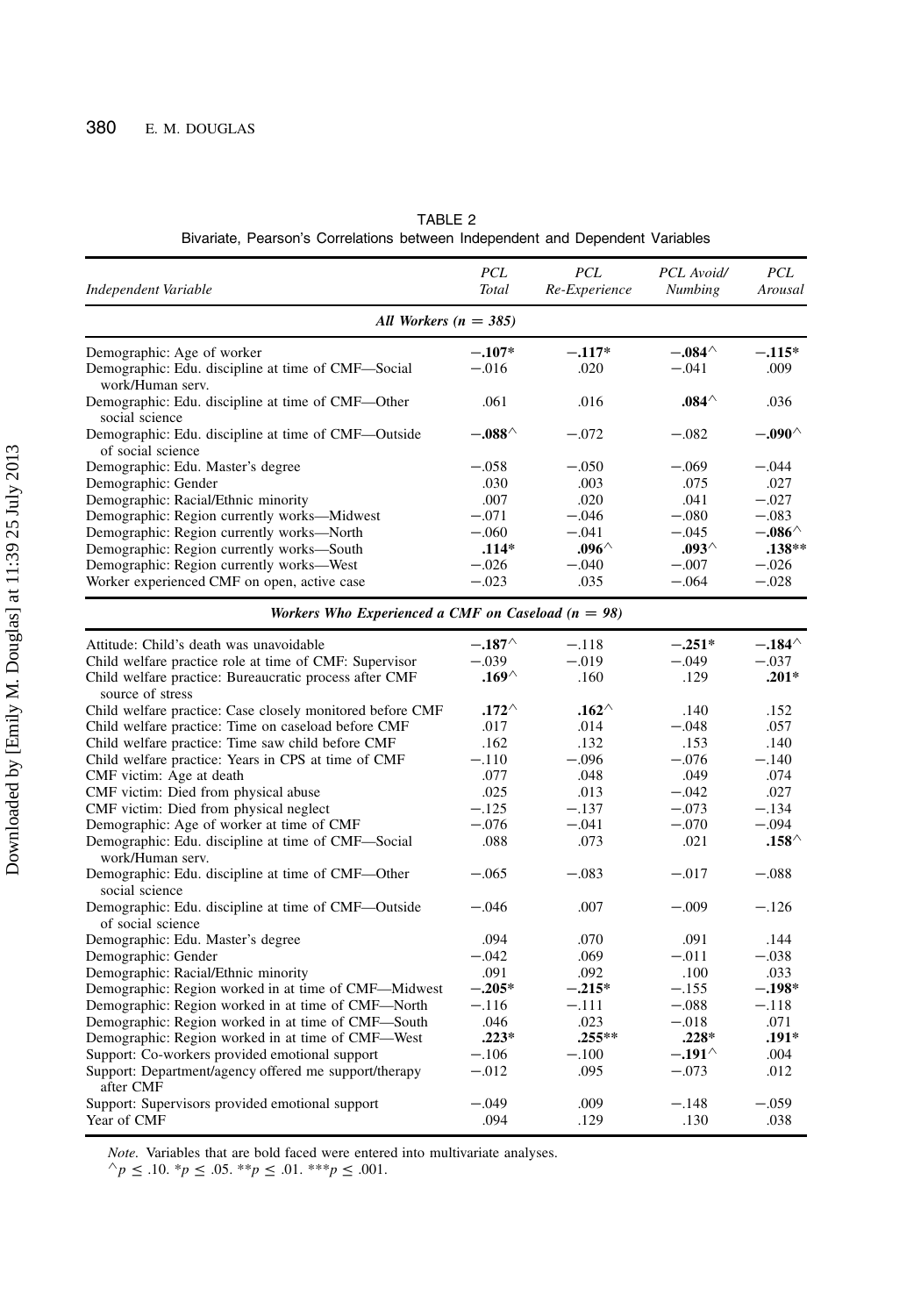TABLE 2
Bivariate, Pearson's Correlations between Independent and Dependent Variables

| *Independent Variable* | *PCL Total* | *PCL Re-Experience* | *PCL Avoid/ Numbing* | *PCL Arousal* |
|---|---|---|---|---|
| ***All Workers (n = 385)*** | | | | |
| Demographic: Age of worker | **−.107*** | **−.117*** | **−.084^** | **−.115*** |
| Demographic: Edu. discipline at time of CMF—Social work/Human serv. | −.016 | .020 | −.041 | .009 |
| Demographic: Edu. discipline at time of CMF—Other social science | .061 | .016 | **.084^** | .036 |
| Demographic: Edu. discipline at time of CMF—Outside of social science | **−.088^** | −.072 | −.082 | **−.090^** |
| Demographic: Edu. Master's degree | −.058 | −.050 | −.069 | −.044 |
| Demographic: Gender | .030 | .003 | .075 | .027 |
| Demographic: Racial/Ethnic minority | .007 | .020 | .041 | −.027 |
| Demographic: Region currently works—Midwest | −.071 | −.046 | −.080 | −.083 |
| Demographic: Region currently works—North | −.060 | −.041 | −.045 | **−.086^** |
| Demographic: Region currently works—South | **.114*** | **.096^** | **.093^** | **.138**** |
| Demographic: Region currently works—West | −.026 | −.040 | −.007 | −.026 |
| Worker experienced CMF on open, active case | −.023 | .035 | −.064 | −.028 |
| ***Workers Who Experienced a CMF on Caseload (n = 98)*** | | | | |
| Attitude: Child's death was unavoidable | **−.187^** | −.118 | **−.251*** | **−.184^** |
| Child welfare practice role at time of CMF: Supervisor | −.039 | −.019 | −.049 | −.037 |
| Child welfare practice: Bureaucratic process after CMF source of stress | **.169^** | .160 | .129 | **.201*** |
| Child welfare practice: Case closely monitored before CMF | **.172^** | **.162^** | .140 | .152 |
| Child welfare practice: Time on caseload before CMF | .017 | .014 | −.048 | .057 |
| Child welfare practice: Time saw child before CMF | .162 | .132 | .153 | .140 |
| Child welfare practice: Years in CPS at time of CMF | −.110 | −.096 | −.076 | −.140 |
| CMF victim: Age at death | .077 | .048 | .049 | .074 |
| CMF victim: Died from physical abuse | .025 | .013 | −.042 | .027 |
| CMF victim: Died from physical neglect | −.125 | −.137 | −.073 | −.134 |
| Demographic: Age of worker at time of CMF | −.076 | −.041 | −.070 | −.094 |
| Demographic: Edu. discipline at time of CMF—Social work/Human serv. | .088 | .073 | .021 | **.158^** |
| Demographic: Edu. discipline at time of CMF—Other social science | −.065 | −.083 | −.017 | −.088 |
| Demographic: Edu. discipline at time of CMF—Outside of social science | −.046 | .007 | −.009 | −.126 |
| Demographic: Edu. Master's degree | .094 | .070 | .091 | .144 |
| Demographic: Gender | −.042 | .069 | −.011 | −.038 |
| Demographic: Racial/Ethnic minority | .091 | .092 | .100 | .033 |
| Demographic: Region worked in at time of CMF—Midwest | **−.205*** | **−.215*** | −.155 | **−.198*** |
| Demographic: Region worked in at time of CMF—North | −.116 | −.111 | −.088 | −.118 |
| Demographic: Region worked in at time of CMF—South | .046 | .023 | −.018 | .071 |
| Demographic: Region worked in at time of CMF—West | **.223*** | **.255**** | **.228*** | **.191*** |
| Support: Co-workers provided emotional support | −.106 | −.100 | **−.191^** | .004 |
| Support: Department/agency offered me support/therapy after CMF | −.012 | .095 | −.073 | .012 |
| Support: Supervisors provided emotional support | −.049 | .009 | −.148 | −.059 |
| Year of CMF | .094 | .129 | .130 | .038 |

*Note.* Variables that are bold faced were entered into multivariate analyses.
^$p \leq .10$. *$p \leq .05$. **$p \leq .01$. ***$p \leq .001$.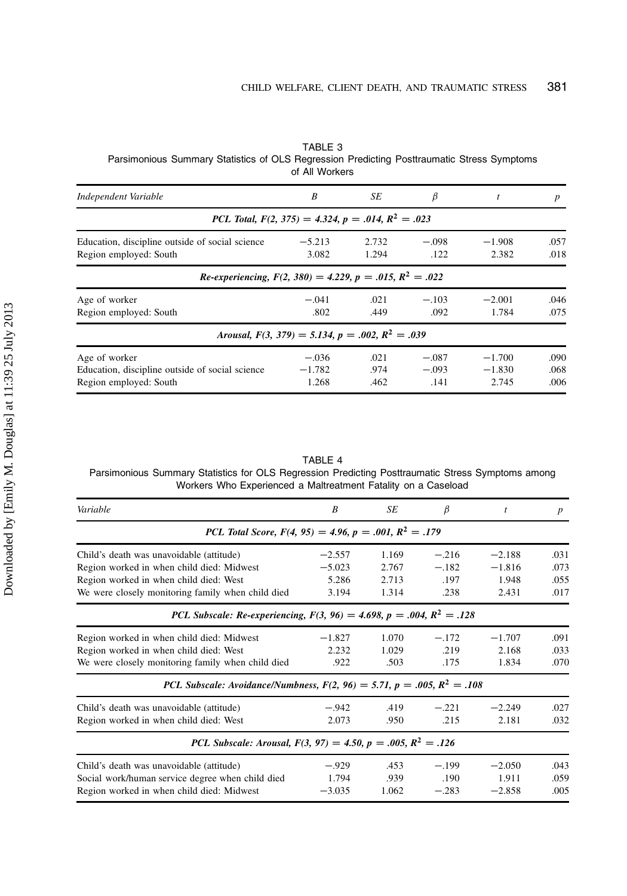TABLE 3
Parsimonious Summary Statistics of OLS Regression Predicting Posttraumatic Stress Symptoms of All Workers

| *Independent Variable* | *B* | *SE* | *β* | *t* | *p* |
|---|---|---|---|---|---|
| ***PCL Total, $F(2, 375) = 4.324$, $p = .014$, $R^2 = .023$*** | | | | | |
| Education, discipline outside of social science | −5.213 | 2.732 | −.098 | −1.908 | .057 |
| Region employed: South | 3.082 | 1.294 | .122 | 2.382 | .018 |
| ***Re-experiencing, $F(2, 380) = 4.229$, $p = .015$, $R^2 = .022$*** | | | | | |
| Age of worker | −.041 | .021 | −.103 | −2.001 | .046 |
| Region employed: South | .802 | .449 | .092 | 1.784 | .075 |
| ***Arousal, $F(3, 379) = 5.134$, $p = .002$, $R^2 = .039$*** | | | | | |
| Age of worker | −.036 | .021 | −.087 | −1.700 | .090 |
| Education, discipline outside of social science | −1.782 | .974 | −.093 | −1.830 | .068 |
| Region employed: South | 1.268 | .462 | .141 | 2.745 | .006 |

TABLE 4
Parsimonious Summary Statistics for OLS Regression Predicting Posttraumatic Stress Symptoms among Workers Who Experienced a Maltreatment Fatality on a Caseload

| *Variable* | *B* | *SE* | *β* | *t* | *p* |
|---|---|---|---|---|---|
| ***PCL Total Score, $F(4, 95) = 4.96$, $p = .001$, $R^2 = .179$*** | | | | | |
| Child's death was unavoidable (attitude) | −2.557 | 1.169 | −.216 | −2.188 | .031 |
| Region worked in when child died: Midwest | −5.023 | 2.767 | −.182 | −1.816 | .073 |
| Region worked in when child died: West | 5.286 | 2.713 | .197 | 1.948 | .055 |
| We were closely monitoring family when child died | 3.194 | 1.314 | .238 | 2.431 | .017 |
| ***PCL Subscale: Re-experiencing, $F(3, 96) = 4.698$, $p = .004$, $R^2 = .128$*** | | | | | |
| Region worked in when child died: Midwest | −1.827 | 1.070 | −.172 | −1.707 | .091 |
| Region worked in when child died: West | 2.232 | 1.029 | .219 | 2.168 | .033 |
| We were closely monitoring family when child died | .922 | .503 | .175 | 1.834 | .070 |
| ***PCL Subscale: Avoidance/Numbness, $F(2, 96) = 5.71$, $p = .005$, $R^2 = .108$*** | | | | | |
| Child's death was unavoidable (attitude) | −.942 | .419 | −.221 | −2.249 | .027 |
| Region worked in when child died: West | 2.073 | .950 | .215 | 2.181 | .032 |
| ***PCL Subscale: Arousal, $F(3, 97) = 4.50$, $p = .005$, $R^2 = .126$*** | | | | | |
| Child's death was unavoidable (attitude) | −.929 | .453 | −.199 | −2.050 | .043 |
| Social work/human service degree when child died | 1.794 | .939 | .190 | 1.911 | .059 |
| Region worked in when child died: Midwest | −3.035 | 1.062 | −.283 | −2.858 | .005 |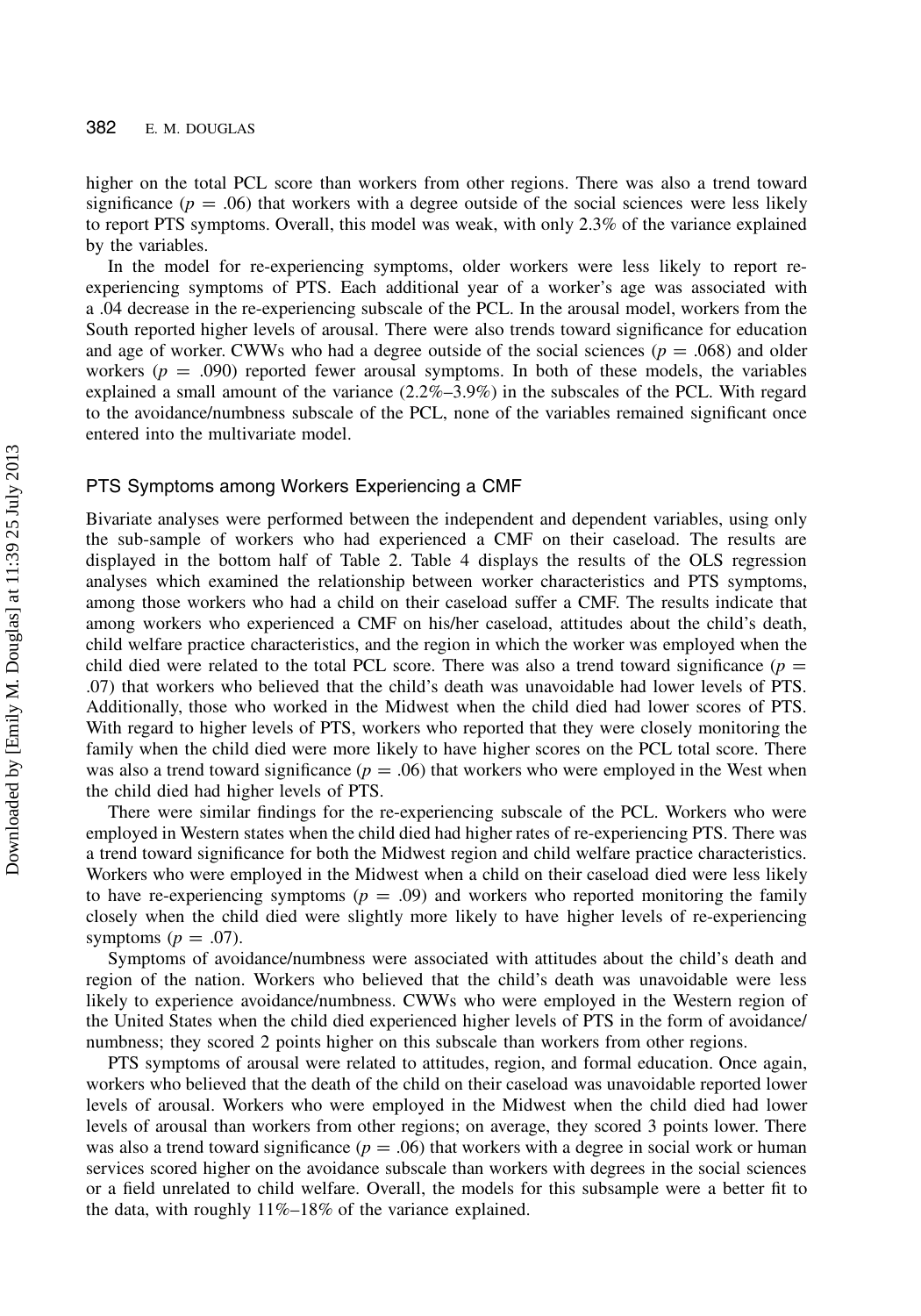higher on the total PCL score than workers from other regions. There was also a trend toward significance ($p = .06$) that workers with a degree outside of the social sciences were less likely to report PTS symptoms. Overall, this model was weak, with only 2.3% of the variance explained by the variables.

In the model for re-experiencing symptoms, older workers were less likely to report re-experiencing symptoms of PTS. Each additional year of a worker's age was associated with a .04 decrease in the re-experiencing subscale of the PCL. In the arousal model, workers from the South reported higher levels of arousal. There were also trends toward significance for education and age of worker. CWWs who had a degree outside of the social sciences ($p = .068$) and older workers ($p = .090$) reported fewer arousal symptoms. In both of these models, the variables explained a small amount of the variance (2.2%–3.9%) in the subscales of the PCL. With regard to the avoidance/numbness subscale of the PCL, none of the variables remained significant once entered into the multivariate model.

### PTS Symptoms among Workers Experiencing a CMF

Bivariate analyses were performed between the independent and dependent variables, using only the sub-sample of workers who had experienced a CMF on their caseload. The results are displayed in the bottom half of Table 2. Table 4 displays the results of the OLS regression analyses which examined the relationship between worker characteristics and PTS symptoms, among those workers who had a child on their caseload suffer a CMF. The results indicate that among workers who experienced a CMF on his/her caseload, attitudes about the child's death, child welfare practice characteristics, and the region in which the worker was employed when the child died were related to the total PCL score. There was also a trend toward significance ($p = .07$) that workers who believed that the child's death was unavoidable had lower levels of PTS. Additionally, those who worked in the Midwest when the child died had lower scores of PTS. With regard to higher levels of PTS, workers who reported that they were closely monitoring the family when the child died were more likely to have higher scores on the PCL total score. There was also a trend toward significance ($p = .06$) that workers who were employed in the West when the child died had higher levels of PTS.

There were similar findings for the re-experiencing subscale of the PCL. Workers who were employed in Western states when the child died had higher rates of re-experiencing PTS. There was a trend toward significance for both the Midwest region and child welfare practice characteristics. Workers who were employed in the Midwest when a child on their caseload died were less likely to have re-experiencing symptoms ($p = .09$) and workers who reported monitoring the family closely when the child died were slightly more likely to have higher levels of re-experiencing symptoms ($p = .07$).

Symptoms of avoidance/numbness were associated with attitudes about the child's death and region of the nation. Workers who believed that the child's death was unavoidable were less likely to experience avoidance/numbness. CWWs who were employed in the Western region of the United States when the child died experienced higher levels of PTS in the form of avoidance/numbness; they scored 2 points higher on this subscale than workers from other regions.

PTS symptoms of arousal were related to attitudes, region, and formal education. Once again, workers who believed that the death of the child on their caseload was unavoidable reported lower levels of arousal. Workers who were employed in the Midwest when the child died had lower levels of arousal than workers from other regions; on average, they scored 3 points lower. There was also a trend toward significance ($p = .06$) that workers with a degree in social work or human services scored higher on the avoidance subscale than workers with degrees in the social sciences or a field unrelated to child welfare. Overall, the models for this subsample were a better fit to the data, with roughly 11%–18% of the variance explained.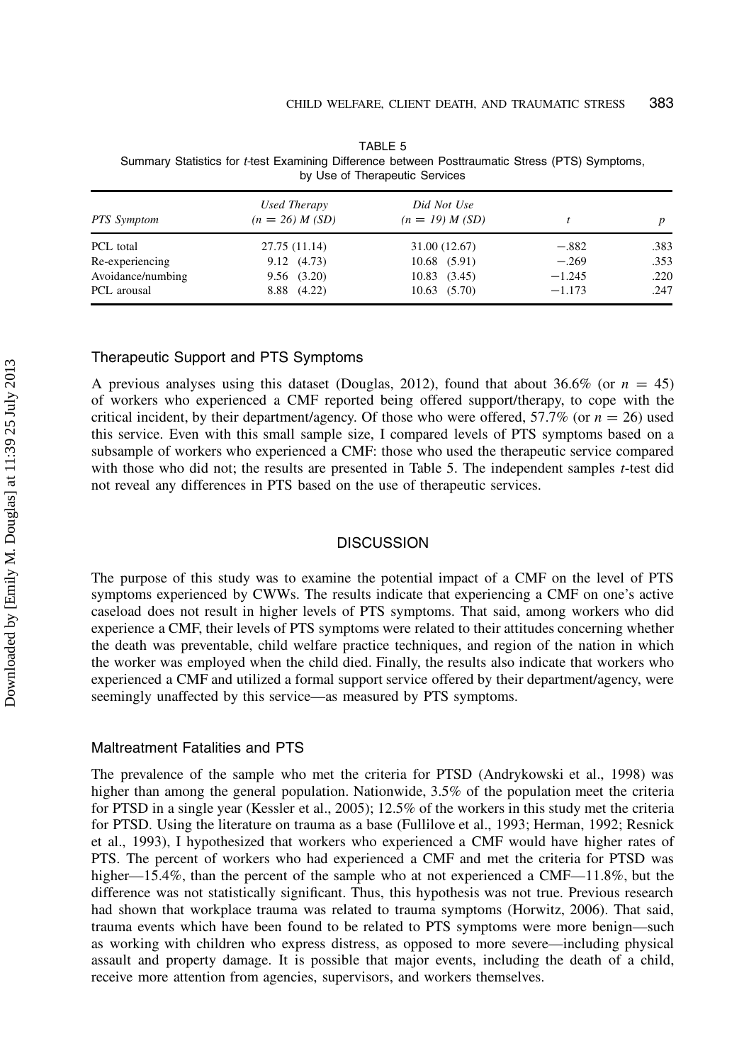TABLE 5
Summary Statistics for *t*-test Examining Difference between Posttraumatic Stress (PTS) Symptoms, by Use of Therapeutic Services

| *PTS Symptom* | *Used Therapy* ($n = 26$) *M (SD)* | *Did Not Use* ($n = 19$) *M (SD)* | *t* | *p* |
|---|---|---|---|---|
| PCL total | 27.75 (11.14) | 31.00 (12.67) | −.882 | .383 |
| Re-experiencing | 9.12 (4.73) | 10.68 (5.91) | −.269 | .353 |
| Avoidance/numbing | 9.56 (3.20) | 10.83 (3.45) | −1.245 | .220 |
| PCL arousal | 8.88 (4.22) | 10.63 (5.70) | −1.173 | .247 |

### Therapeutic Support and PTS Symptoms

A previous analyses using this dataset (Douglas, 2012), found that about 36.6% (or $n = 45$) of workers who experienced a CMF reported being offered support/therapy, to cope with the critical incident, by their department/agency. Of those who were offered, 57.7% (or $n = 26$) used this service. Even with this small sample size, I compared levels of PTS symptoms based on a subsample of workers who experienced a CMF: those who used the therapeutic service compared with those who did not; the results are presented in Table 5. The independent samples *t*-test did not reveal any differences in PTS based on the use of therapeutic services.

## DISCUSSION

The purpose of this study was to examine the potential impact of a CMF on the level of PTS symptoms experienced by CWWs. The results indicate that experiencing a CMF on one's active caseload does not result in higher levels of PTS symptoms. That said, among workers who did experience a CMF, their levels of PTS symptoms were related to their attitudes concerning whether the death was preventable, child welfare practice techniques, and region of the nation in which the worker was employed when the child died. Finally, the results also indicate that workers who experienced a CMF and utilized a formal support service offered by their department/agency, were seemingly unaffected by this service—as measured by PTS symptoms.

### Maltreatment Fatalities and PTS

The prevalence of the sample who met the criteria for PTSD (Andrykowski et al., 1998) was higher than among the general population. Nationwide, 3.5% of the population meet the criteria for PTSD in a single year (Kessler et al., 2005); 12.5% of the workers in this study met the criteria for PTSD. Using the literature on trauma as a base (Fullilove et al., 1993; Herman, 1992; Resnick et al., 1993), I hypothesized that workers who experienced a CMF would have higher rates of PTS. The percent of workers who had experienced a CMF and met the criteria for PTSD was higher—15.4%, than the percent of the sample who at not experienced a CMF—11.8%, but the difference was not statistically significant. Thus, this hypothesis was not true. Previous research had shown that workplace trauma was related to trauma symptoms (Horwitz, 2006). That said, trauma events which have been found to be related to PTS symptoms were more benign—such as working with children who express distress, as opposed to more severe—including physical assault and property damage. It is possible that major events, including the death of a child, receive more attention from agencies, supervisors, and workers themselves.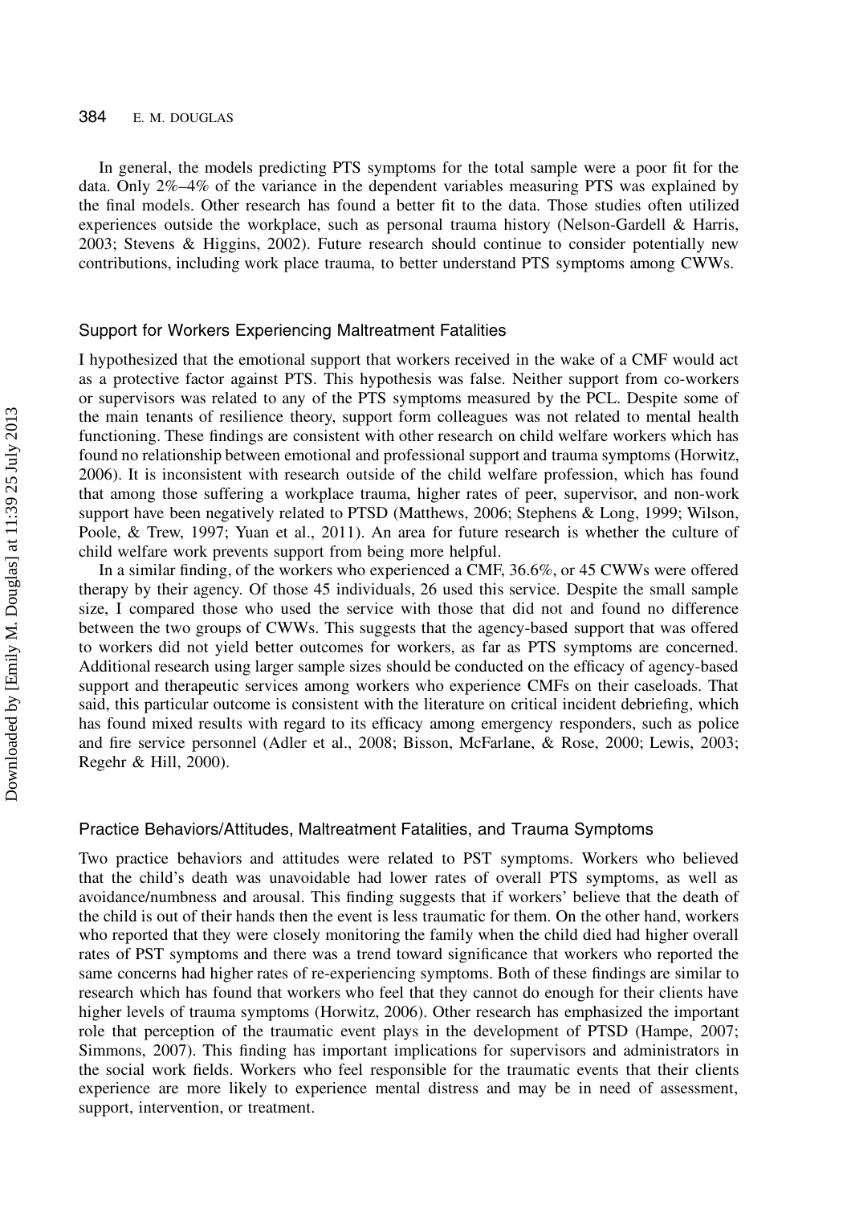In general, the models predicting PTS symptoms for the total sample were a poor fit for the data. Only 2%–4% of the variance in the dependent variables measuring PTS was explained by the final models. Other research has found a better fit to the data. Those studies often utilized experiences outside the workplace, such as personal trauma history (Nelson-Gardell & Harris, 2003; Stevens & Higgins, 2002). Future research should continue to consider potentially new contributions, including work place trauma, to better understand PTS symptoms among CWWs.

### Support for Workers Experiencing Maltreatment Fatalities

I hypothesized that the emotional support that workers received in the wake of a CMF would act as a protective factor against PTS. This hypothesis was false. Neither support from co-workers or supervisors was related to any of the PTS symptoms measured by the PCL. Despite some of the main tenants of resilience theory, support form colleagues was not related to mental health functioning. These findings are consistent with other research on child welfare workers which has found no relationship between emotional and professional support and trauma symptoms (Horwitz, 2006). It is inconsistent with research outside of the child welfare profession, which has found that among those suffering a workplace trauma, higher rates of peer, supervisor, and non-work support have been negatively related to PTSD (Matthews, 2006; Stephens & Long, 1999; Wilson, Poole, & Trew, 1997; Yuan et al., 2011). An area for future research is whether the culture of child welfare work prevents support from being more helpful.

In a similar finding, of the workers who experienced a CMF, 36.6%, or 45 CWWs were offered therapy by their agency. Of those 45 individuals, 26 used this service. Despite the small sample size, I compared those who used the service with those that did not and found no difference between the two groups of CWWs. This suggests that the agency-based support that was offered to workers did not yield better outcomes for workers, as far as PTS symptoms are concerned. Additional research using larger sample sizes should be conducted on the efficacy of agency-based support and therapeutic services among workers who experience CMFs on their caseloads. That said, this particular outcome is consistent with the literature on critical incident debriefing, which has found mixed results with regard to its efficacy among emergency responders, such as police and fire service personnel (Adler et al., 2008; Bisson, McFarlane, & Rose, 2000; Lewis, 2003; Regehr & Hill, 2000).

### Practice Behaviors/Attitudes, Maltreatment Fatalities, and Trauma Symptoms

Two practice behaviors and attitudes were related to PST symptoms. Workers who believed that the child's death was unavoidable had lower rates of overall PTS symptoms, as well as avoidance/numbness and arousal. This finding suggests that if workers' believe that the death of the child is out of their hands then the event is less traumatic for them. On the other hand, workers who reported that they were closely monitoring the family when the child died had higher overall rates of PST symptoms and there was a trend toward significance that workers who reported the same concerns had higher rates of re-experiencing symptoms. Both of these findings are similar to research which has found that workers who feel that they cannot do enough for their clients have higher levels of trauma symptoms (Horwitz, 2006). Other research has emphasized the important role that perception of the traumatic event plays in the development of PTSD (Hampe, 2007; Simmons, 2007). This finding has important implications for supervisors and administrators in the social work fields. Workers who feel responsible for the traumatic events that their clients experience are more likely to experience mental distress and may be in need of assessment, support, intervention, or treatment.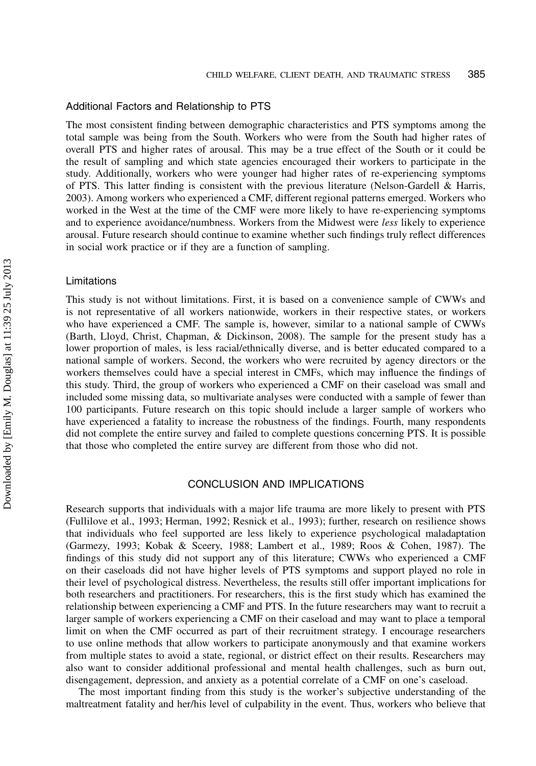### Additional Factors and Relationship to PTS

The most consistent finding between demographic characteristics and PTS symptoms among the total sample was being from the South. Workers who were from the South had higher rates of overall PTS and higher rates of arousal. This may be a true effect of the South or it could be the result of sampling and which state agencies encouraged their workers to participate in the study. Additionally, workers who were younger had higher rates of re-experiencing symptoms of PTS. This latter finding is consistent with the previous literature (Nelson-Gardell & Harris, 2003). Among workers who experienced a CMF, different regional patterns emerged. Workers who worked in the West at the time of the CMF were more likely to have re-experiencing symptoms and to experience avoidance/numbness. Workers from the Midwest were *less* likely to experience arousal. Future research should continue to examine whether such findings truly reflect differences in social work practice or if they are a function of sampling.

### Limitations

This study is not without limitations. First, it is based on a convenience sample of CWWs and is not representative of all workers nationwide, workers in their respective states, or workers who have experienced a CMF. The sample is, however, similar to a national sample of CWWs (Barth, Lloyd, Christ, Chapman, & Dickinson, 2008). The sample for the present study has a lower proportion of males, is less racial/ethnically diverse, and is better educated compared to a national sample of workers. Second, the workers who were recruited by agency directors or the workers themselves could have a special interest in CMFs, which may influence the findings of this study. Third, the group of workers who experienced a CMF on their caseload was small and included some missing data, so multivariate analyses were conducted with a sample of fewer than 100 participants. Future research on this topic should include a larger sample of workers who have experienced a fatality to increase the robustness of the findings. Fourth, many respondents did not complete the entire survey and failed to complete questions concerning PTS. It is possible that those who completed the entire survey are different from those who did not.

## CONCLUSION AND IMPLICATIONS

Research supports that individuals with a major life trauma are more likely to present with PTS (Fullilove et al., 1993; Herman, 1992; Resnick et al., 1993); further, research on resilience shows that individuals who feel supported are less likely to experience psychological maladaptation (Garmezy, 1993; Kobak & Sceery, 1988; Lambert et al., 1989; Roos & Cohen, 1987). The findings of this study did not support any of this literature; CWWs who experienced a CMF on their caseloads did not have higher levels of PTS symptoms and support played no role in their level of psychological distress. Nevertheless, the results still offer important implications for both researchers and practitioners. For researchers, this is the first study which has examined the relationship between experiencing a CMF and PTS. In the future researchers may want to recruit a larger sample of workers experiencing a CMF on their caseload and may want to place a temporal limit on when the CMF occurred as part of their recruitment strategy. I encourage researchers to use online methods that allow workers to participate anonymously and that examine workers from multiple states to avoid a state, regional, or district effect on their results. Researchers may also want to consider additional professional and mental health challenges, such as burn out, disengagement, depression, and anxiety as a potential correlate of a CMF on one's caseload.

The most important finding from this study is the worker's subjective understanding of the maltreatment fatality and her/his level of culpability in the event. Thus, workers who believe that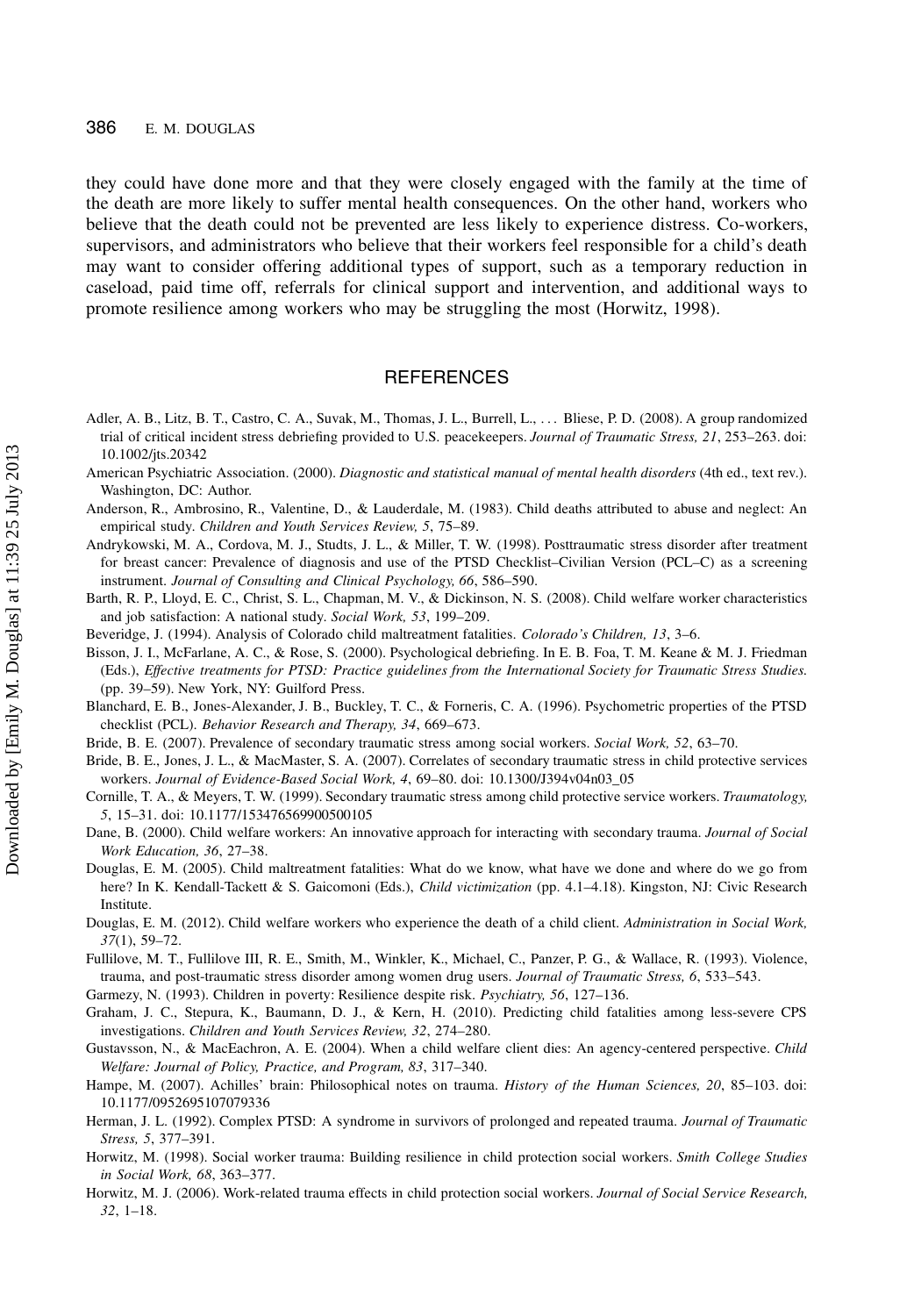they could have done more and that they were closely engaged with the family at the time of the death are more likely to suffer mental health consequences. On the other hand, workers who believe that the death could not be prevented are less likely to experience distress. Co-workers, supervisors, and administrators who believe that their workers feel responsible for a child's death may want to consider offering additional types of support, such as a temporary reduction in caseload, paid time off, referrals for clinical support and intervention, and additional ways to promote resilience among workers who may be struggling the most (Horwitz, 1998).

## REFERENCES

Adler, A. B., Litz, B. T., Castro, C. A., Suvak, M., Thomas, J. L., Burrell, L., ... Bliese, P. D. (2008). A group randomized trial of critical incident stress debriefing provided to U.S. peacekeepers. *Journal of Traumatic Stress, 21*, 253–263. doi: 10.1002/jts.20342

American Psychiatric Association. (2000). *Diagnostic and statistical manual of mental health disorders* (4th ed., text rev.). Washington, DC: Author.

Anderson, R., Ambrosino, R., Valentine, D., & Lauderdale, M. (1983). Child deaths attributed to abuse and neglect: An empirical study. *Children and Youth Services Review, 5*, 75–89.

Andrykowski, M. A., Cordova, M. J., Studts, J. L., & Miller, T. W. (1998). Posttraumatic stress disorder after treatment for breast cancer: Prevalence of diagnosis and use of the PTSD Checklist–Civilian Version (PCL–C) as a screening instrument. *Journal of Consulting and Clinical Psychology, 66*, 586–590.

Barth, R. P., Lloyd, E. C., Christ, S. L., Chapman, M. V., & Dickinson, N. S. (2008). Child welfare worker characteristics and job satisfaction: A national study. *Social Work, 53*, 199–209.

Beveridge, J. (1994). Analysis of Colorado child maltreatment fatalities. *Colorado's Children, 13*, 3–6.

Bisson, J. I., McFarlane, A. C., & Rose, S. (2000). Psychological debriefing. In E. B. Foa, T. M. Keane & M. J. Friedman (Eds.), *Effective treatments for PTSD: Practice guidelines from the International Society for Traumatic Stress Studies.* (pp. 39–59). New York, NY: Guilford Press.

Blanchard, E. B., Jones-Alexander, J. B., Buckley, T. C., & Forneris, C. A. (1996). Psychometric properties of the PTSD checklist (PCL). *Behavior Research and Therapy, 34*, 669–673.

Bride, B. E. (2007). Prevalence of secondary traumatic stress among social workers. *Social Work, 52*, 63–70.

Bride, B. E., Jones, J. L., & MacMaster, S. A. (2007). Correlates of secondary traumatic stress in child protective services workers. *Journal of Evidence-Based Social Work, 4*, 69–80. doi: 10.1300/J394v04n03_05

Cornille, T. A., & Meyers, T. W. (1999). Secondary traumatic stress among child protective service workers. *Traumatology, 5*, 15–31. doi: 10.1177/153476569900500105

Dane, B. (2000). Child welfare workers: An innovative approach for interacting with secondary trauma. *Journal of Social Work Education, 36*, 27–38.

Douglas, E. M. (2005). Child maltreatment fatalities: What do we know, what have we done and where do we go from here? In K. Kendall-Tackett & S. Gaicomoni (Eds.), *Child victimization* (pp. 4.1–4.18). Kingston, NJ: Civic Research Institute.

Douglas, E. M. (2012). Child welfare workers who experience the death of a child client. *Administration in Social Work, 37*(1), 59–72.

Fullilove, M. T., Fullilove III, R. E., Smith, M., Winkler, K., Michael, C., Panzer, P. G., & Wallace, R. (1993). Violence, trauma, and post-traumatic stress disorder among women drug users. *Journal of Traumatic Stress, 6*, 533–543.

Garmezy, N. (1993). Children in poverty: Resilience despite risk. *Psychiatry, 56*, 127–136.

Graham, J. C., Stepura, K., Baumann, D. J., & Kern, H. (2010). Predicting child fatalities among less-severe CPS investigations. *Children and Youth Services Review, 32*, 274–280.

Gustavsson, N., & MacEachron, A. E. (2004). When a child welfare client dies: An agency-centered perspective. *Child Welfare: Journal of Policy, Practice, and Program, 83*, 317–340.

Hampe, M. (2007). Achilles' brain: Philosophical notes on trauma. *History of the Human Sciences, 20*, 85–103. doi: 10.1177/0952695107079336

Herman, J. L. (1992). Complex PTSD: A syndrome in survivors of prolonged and repeated trauma. *Journal of Traumatic Stress, 5*, 377–391.

Horwitz, M. (1998). Social worker trauma: Building resilience in child protection social workers. *Smith College Studies in Social Work, 68*, 363–377.

Horwitz, M. J. (2006). Work-related trauma effects in child protection social workers. *Journal of Social Service Research, 32*, 1–18.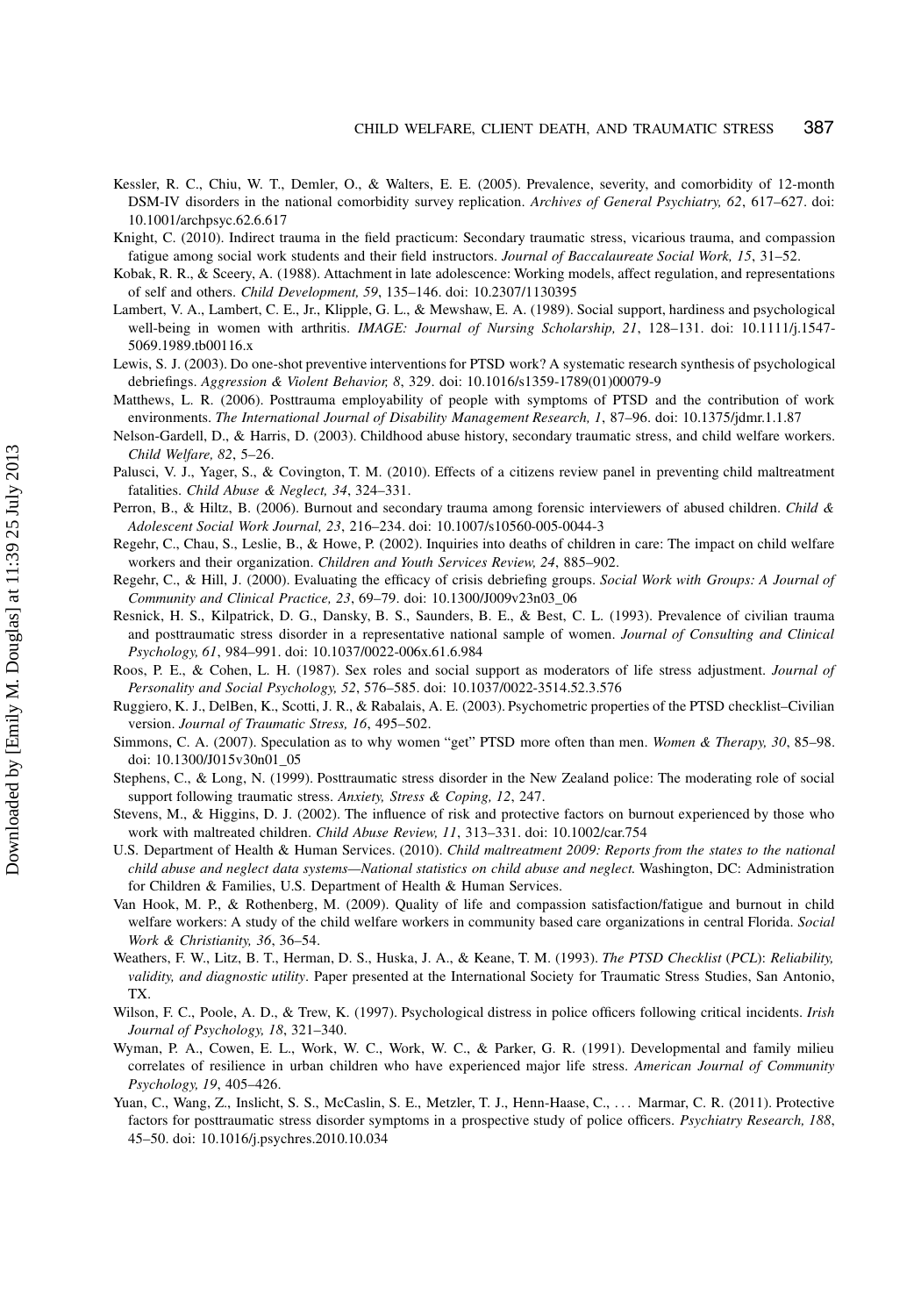Kessler, R. C., Chiu, W. T., Demler, O., & Walters, E. E. (2005). Prevalence, severity, and comorbidity of 12-month DSM-IV disorders in the national comorbidity survey replication. *Archives of General Psychiatry, 62*, 617–627. doi: 10.1001/archpsyc.62.6.617

Knight, C. (2010). Indirect trauma in the field practicum: Secondary traumatic stress, vicarious trauma, and compassion fatigue among social work students and their field instructors. *Journal of Baccalaureate Social Work, 15*, 31–52.

Kobak, R. R., & Sceery, A. (1988). Attachment in late adolescence: Working models, affect regulation, and representations of self and others. *Child Development, 59*, 135–146. doi: 10.2307/1130395

Lambert, V. A., Lambert, C. E., Jr., Klipple, G. L., & Mewshaw, E. A. (1989). Social support, hardiness and psychological well-being in women with arthritis. *IMAGE: Journal of Nursing Scholarship, 21*, 128–131. doi: 10.1111/j.1547-5069.1989.tb00116.x

Lewis, S. J. (2003). Do one-shot preventive interventions for PTSD work? A systematic research synthesis of psychological debriefings. *Aggression & Violent Behavior, 8*, 329. doi: 10.1016/s1359-1789(01)00079-9

Matthews, L. R. (2006). Posttrauma employability of people with symptoms of PTSD and the contribution of work environments. *The International Journal of Disability Management Research, 1*, 87–96. doi: 10.1375/jdmr.1.1.87

Nelson-Gardell, D., & Harris, D. (2003). Childhood abuse history, secondary traumatic stress, and child welfare workers. *Child Welfare, 82*, 5–26.

Palusci, V. J., Yager, S., & Covington, T. M. (2010). Effects of a citizens review panel in preventing child maltreatment fatalities. *Child Abuse & Neglect, 34*, 324–331.

Perron, B., & Hiltz, B. (2006). Burnout and secondary trauma among forensic interviewers of abused children. *Child & Adolescent Social Work Journal, 23*, 216–234. doi: 10.1007/s10560-005-0044-3

Regehr, C., Chau, S., Leslie, B., & Howe, P. (2002). Inquiries into deaths of children in care: The impact on child welfare workers and their organization. *Children and Youth Services Review, 24*, 885–902.

Regehr, C., & Hill, J. (2000). Evaluating the efficacy of crisis debriefing groups. *Social Work with Groups: A Journal of Community and Clinical Practice, 23*, 69–79. doi: 10.1300/J009v23n03_06

Resnick, H. S., Kilpatrick, D. G., Dansky, B. S., Saunders, B. E., & Best, C. L. (1993). Prevalence of civilian trauma and posttraumatic stress disorder in a representative national sample of women. *Journal of Consulting and Clinical Psychology, 61*, 984–991. doi: 10.1037/0022-006x.61.6.984

Roos, P. E., & Cohen, L. H. (1987). Sex roles and social support as moderators of life stress adjustment. *Journal of Personality and Social Psychology, 52*, 576–585. doi: 10.1037/0022-3514.52.3.576

Ruggiero, K. J., DelBen, K., Scotti, J. R., & Rabalais, A. E. (2003). Psychometric properties of the PTSD checklist–Civilian version. *Journal of Traumatic Stress, 16*, 495–502.

Simmons, C. A. (2007). Speculation as to why women "get" PTSD more often than men. *Women & Therapy, 30*, 85–98. doi: 10.1300/J015v30n01_05

Stephens, C., & Long, N. (1999). Posttraumatic stress disorder in the New Zealand police: The moderating role of social support following traumatic stress. *Anxiety, Stress & Coping, 12*, 247.

Stevens, M., & Higgins, D. J. (2002). The influence of risk and protective factors on burnout experienced by those who work with maltreated children. *Child Abuse Review, 11*, 313–331. doi: 10.1002/car.754

U.S. Department of Health & Human Services. (2010). *Child maltreatment 2009: Reports from the states to the national child abuse and neglect data systems—National statistics on child abuse and neglect.* Washington, DC: Administration for Children & Families, U.S. Department of Health & Human Services.

Van Hook, M. P., & Rothenberg, M. (2009). Quality of life and compassion satisfaction/fatigue and burnout in child welfare workers: A study of the child welfare workers in community based care organizations in central Florida. *Social Work & Christianity, 36*, 36–54.

Weathers, F. W., Litz, B. T., Herman, D. S., Huska, J. A., & Keane, T. M. (1993). *The PTSD Checklist (PCL): Reliability, validity, and diagnostic utility*. Paper presented at the International Society for Traumatic Stress Studies, San Antonio, TX.

Wilson, F. C., Poole, A. D., & Trew, K. (1997). Psychological distress in police officers following critical incidents. *Irish Journal of Psychology, 18*, 321–340.

Wyman, P. A., Cowen, E. L., Work, W. C., Work, W. C., & Parker, G. R. (1991). Developmental and family milieu correlates of resilience in urban children who have experienced major life stress. *American Journal of Community Psychology, 19*, 405–426.

Yuan, C., Wang, Z., Inslicht, S. S., McCaslin, S. E., Metzler, T. J., Henn-Haase, C., ... Marmar, C. R. (2011). Protective factors for posttraumatic stress disorder symptoms in a prospective study of police officers. *Psychiatry Research, 188*, 45–50. doi: 10.1016/j.psychres.2010.10.034